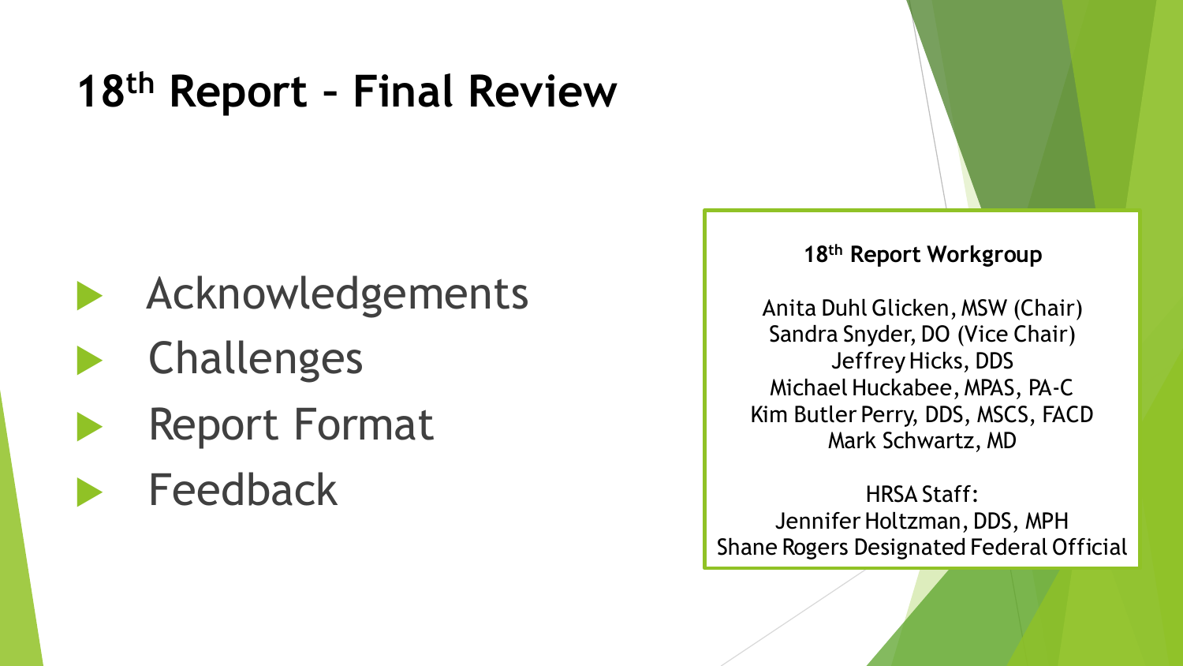# 18th Report – Final Review

- Acknowledgements
- Challenges
- Report Format
- Feedback

**18th Report Workgroup**

Anita Duhl Glicken, MSW (Chair)
Sandra Snyder, DO (Vice Chair)
Jeffrey Hicks, DDS
Michael Huckabee, MPAS, PA-C
Kim Butler Perry, DDS, MSCS, FACD
Mark Schwartz, MD

HRSA Staff:
Jennifer Holtzman, DDS, MPH
Shane Rogers Designated Federal Official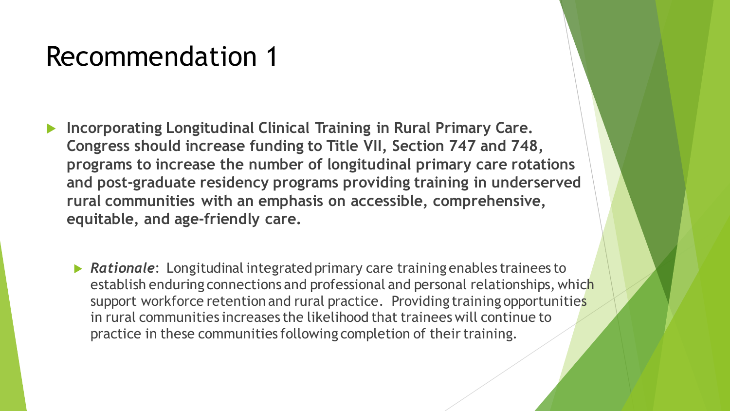# Recommendation 1

- **Incorporating Longitudinal Clinical Training in Rural Primary Care. Congress should increase funding to Title VII, Section 747 and 748, programs to increase the number of longitudinal primary care rotations and post-graduate residency programs providing training in underserved rural communities with an emphasis on accessible, comprehensive, equitable, and age-friendly care.**
  - ***Rationale***: Longitudinal integrated primary care training enables trainees to establish enduring connections and professional and personal relationships, which support workforce retention and rural practice. Providing training opportunities in rural communities increases the likelihood that trainees will continue to practice in these communities following completion of their training.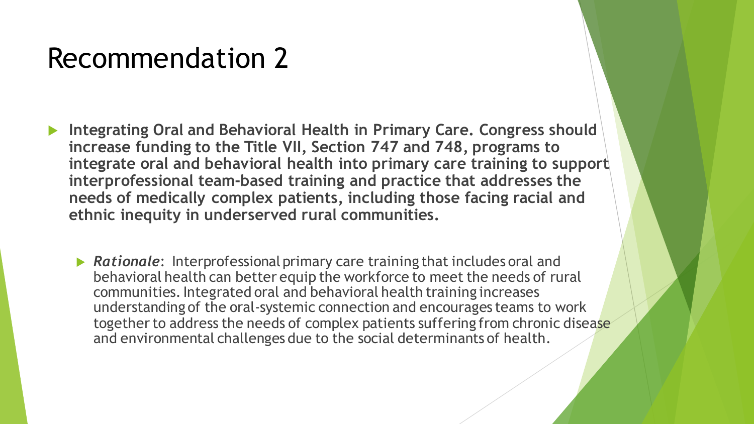# Recommendation 2

- **Integrating Oral and Behavioral Health in Primary Care. Congress should increase funding to the Title VII, Section 747 and 748, programs to integrate oral and behavioral health into primary care training to support interprofessional team-based training and practice that addresses the needs of medically complex patients, including those facing racial and ethnic inequity in underserved rural communities.**

  - ***Rationale***: Interprofessional primary care training that includes oral and behavioral health can better equip the workforce to meet the needs of rural communities. Integrated oral and behavioral health training increases understanding of the oral-systemic connection and encourages teams to work together to address the needs of complex patients suffering from chronic disease and environmental challenges due to the social determinants of health.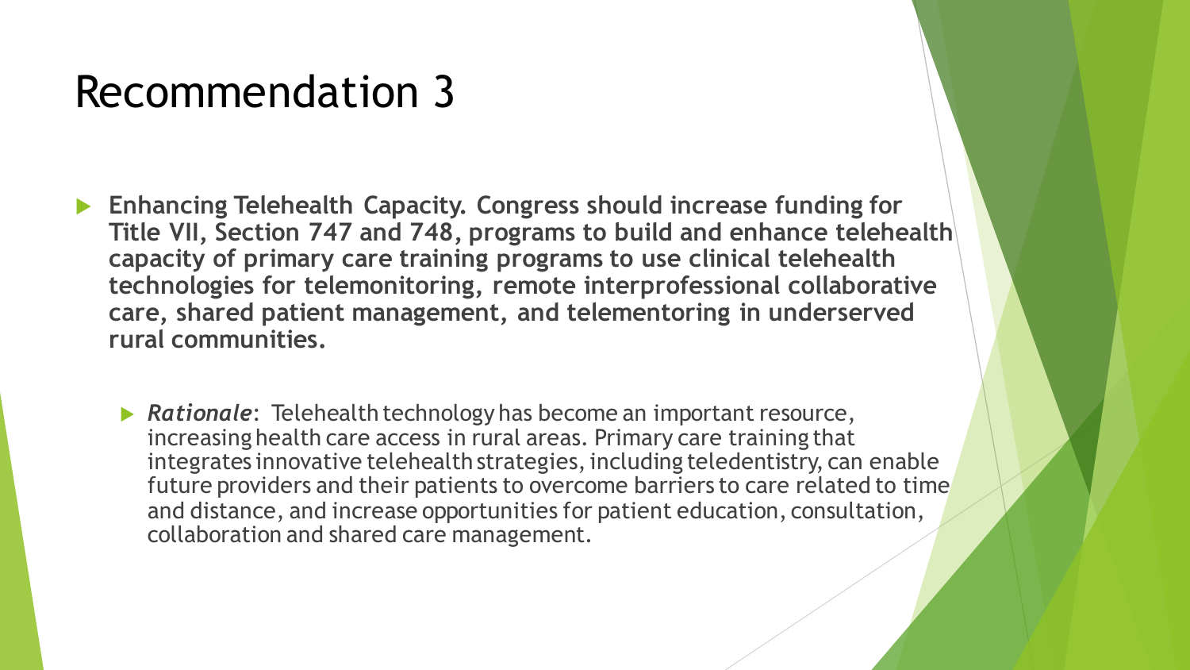# Recommendation 3

- **Enhancing Telehealth Capacity. Congress should increase funding for Title VII, Section 747 and 748, programs to build and enhance telehealth capacity of primary care training programs to use clinical telehealth technologies for telemonitoring, remote interprofessional collaborative care, shared patient management, and telementoring in underserved rural communities.**

  - ***Rationale***: Telehealth technology has become an important resource, increasing health care access in rural areas. Primary care training that integrates innovative telehealth strategies, including teledentistry, can enable future providers and their patients to overcome barriers to care related to time and distance, and increase opportunities for patient education, consultation, collaboration and shared care management.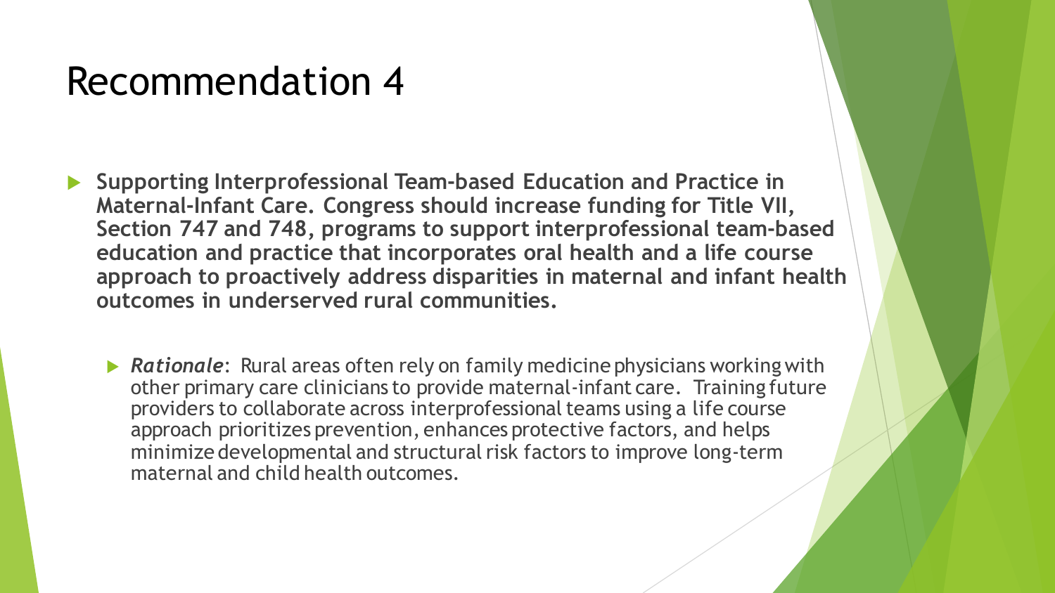# Recommendation 4

- **Supporting Interprofessional Team-based Education and Practice in Maternal-Infant Care. Congress should increase funding for Title VII, Section 747 and 748, programs to support interprofessional team-based education and practice that incorporates oral health and a life course approach to proactively address disparities in maternal and infant health outcomes in underserved rural communities.**

  - ***Rationale***: Rural areas often rely on family medicine physicians working with other primary care clinicians to provide maternal-infant care. Training future providers to collaborate across interprofessional teams using a life course approach prioritizes prevention, enhances protective factors, and helps minimize developmental and structural risk factors to improve long-term maternal and child health outcomes.